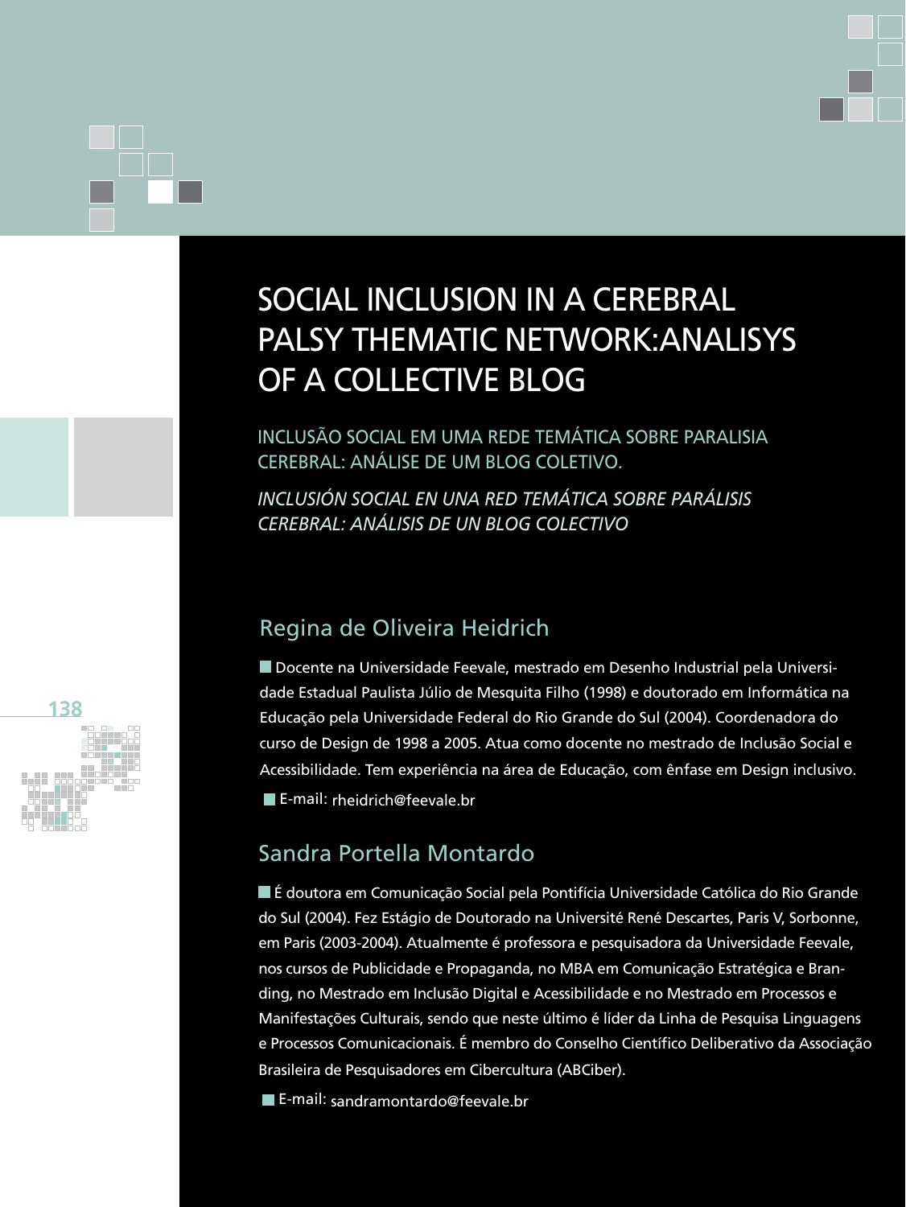# SOCIAL INCLUSION IN A CEREBRAL PALSY THEMATIC NETWORK:ANALISYS OF A COLLECTIVE BLOG

## INCLUSÃO SOCIAL EM UMA REDE TEMÁTICA SOBRE PARALISIA CEREBRAL: ANÁLISE DE UM BLOG COLETIVO.

## *INCLUSIÓN SOCIAL EN UNA RED TEMÁTICA SOBRE PARÁLISIS CEREBRAL: ANÁLISIS DE UN BLOG COLECTIVO*

### Regina de Oliveira Heidrich

Docente na Universidade Feevale, mestrado em Desenho Industrial pela Universidade Estadual Paulista Júlio de Mesquita Filho (1998) e doutorado em Informática na Educação pela Universidade Federal do Rio Grande do Sul (2004). Coordenadora do curso de Design de 1998 a 2005. Atua como docente no mestrado de Inclusão Social e Acessibilidade. Tem experiência na área de Educação, com ênfase em Design inclusivo.

E-mail: rheidrich@feevale.br

### Sandra Portella Montardo

É doutora em Comunicação Social pela Pontifícia Universidade Católica do Rio Grande do Sul (2004). Fez Estágio de Doutorado na Université René Descartes, Paris V, Sorbonne, em Paris (2003-2004). Atualmente é professora e pesquisadora da Universidade Feevale, nos cursos de Publicidade e Propaganda, no MBA em Comunicação Estratégica e Branding, no Mestrado em Inclusão Digital e Acessibilidade e no Mestrado em Processos e Manifestações Culturais, sendo que neste último é líder da Linha de Pesquisa Linguagens e Processos Comunicacionais. É membro do Conselho Científico Deliberativo da Associação Brasileira de Pesquisadores em Cibercultura (ABCiber).

E-mail: sandramontardo@feevale.br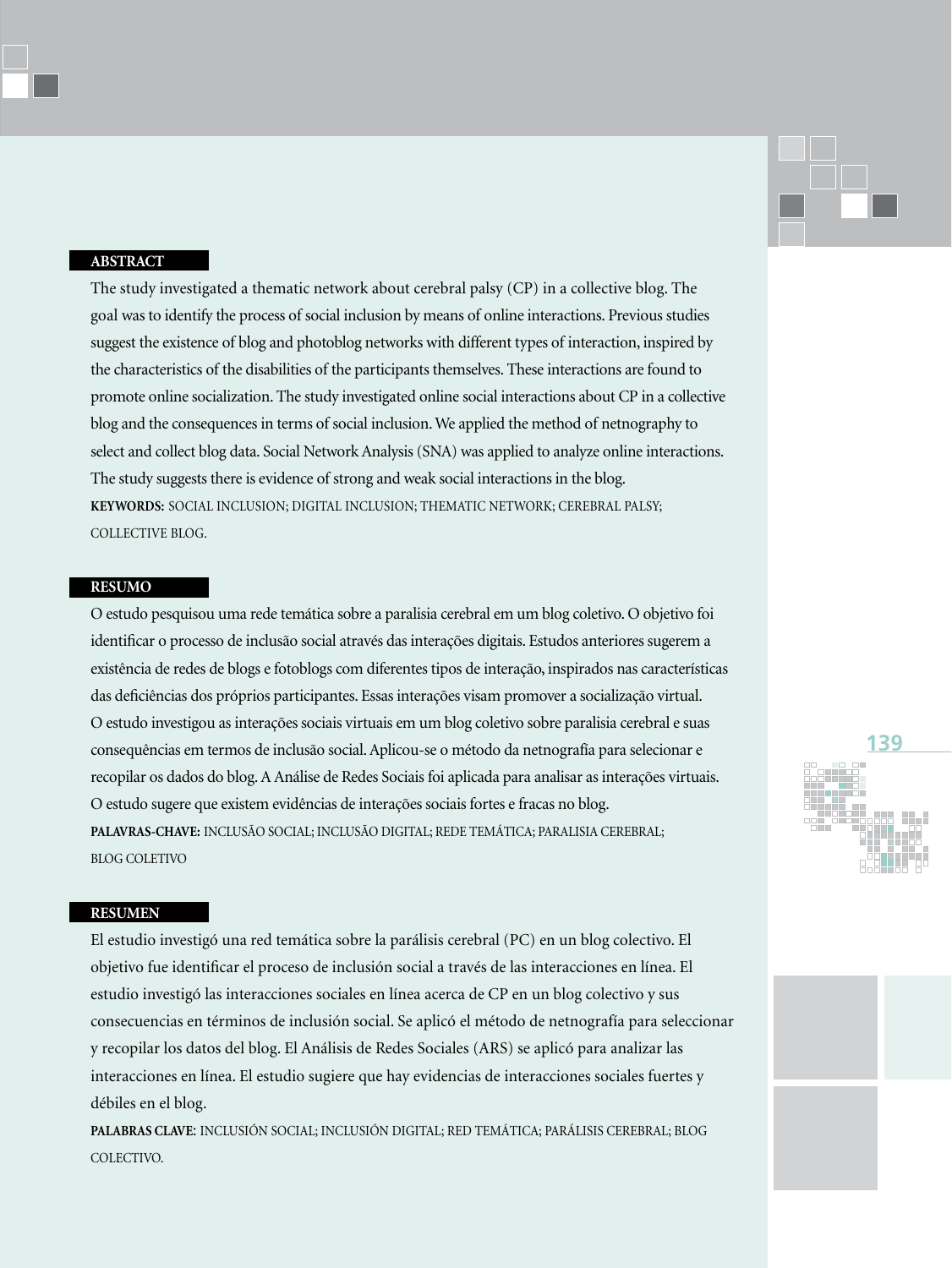## ABSTRACT

The study investigated a thematic network about cerebral palsy (CP) in a collective blog. The goal was to identify the process of social inclusion by means of online interactions. Previous studies suggest the existence of blog and photoblog networks with different types of interaction, inspired by the characteristics of the disabilities of the participants themselves. These interactions are found to promote online socialization. The study investigated online social interactions about CP in a collective blog and the consequences in terms of social inclusion. We applied the method of netnography to select and collect blog data. Social Network Analysis (SNA) was applied to analyze online interactions. The study suggests there is evidence of strong and weak social interactions in the blog.

**KEYWORDS:** SOCIAL INCLUSION; DIGITAL INCLUSION; THEMATIC NETWORK; CEREBRAL PALSY; COLLECTIVE BLOG.

## RESUMO

O estudo pesquisou uma rede temática sobre a paralisia cerebral em um blog coletivo. O objetivo foi identificar o processo de inclusão social através das interações digitais. Estudos anteriores sugerem a existência de redes de blogs e fotoblogs com diferentes tipos de interação, inspirados nas características das deficiências dos próprios participantes. Essas interações visam promover a socialização virtual. O estudo investigou as interações sociais virtuais em um blog coletivo sobre paralisia cerebral e suas consequências em termos de inclusão social. Aplicou-se o método da netnografía para selecionar e recopilar os dados do blog. A Análise de Redes Sociais foi aplicada para analisar as interações virtuais. O estudo sugere que existem evidências de interações sociais fortes e fracas no blog.

**PALAVRAS-CHAVE:** INCLUSÃO SOCIAL; INCLUSÃO DIGITAL; REDE TEMÁTICA; PARALISIA CEREBRAL; BLOG COLETIVO

## RESUMEN

El estudio investigó una red temática sobre la parálisis cerebral (PC) en un blog colectivo. El objetivo fue identificar el proceso de inclusión social a través de las interacciones en línea. El estudio investigó las interacciones sociales en línea acerca de CP en un blog colectivo y sus consecuencias en términos de inclusión social. Se aplicó el método de netnografía para seleccionar y recopilar los datos del blog. El Análisis de Redes Sociales (ARS) se aplicó para analizar las interacciones en línea. El estudio sugiere que hay evidencias de interacciones sociales fuertes y débiles en el blog.

**PALABRAS CLAVE:** INCLUSIÓN SOCIAL; INCLUSIÓN DIGITAL; RED TEMÁTICA; PARÁLISIS CEREBRAL; BLOG COLECTIVO.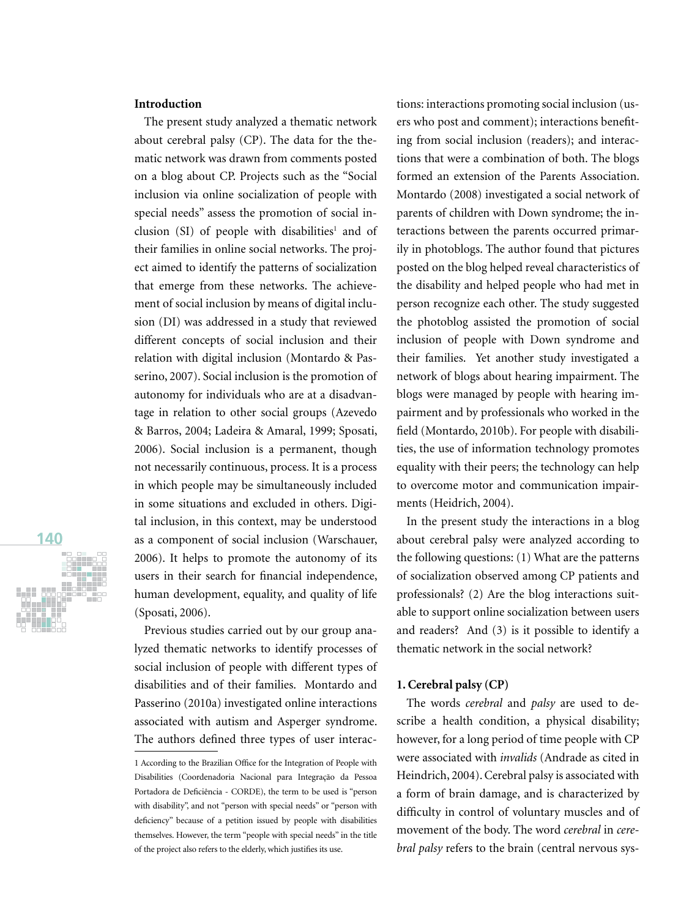## Introduction

The present study analyzed a thematic network about cerebral palsy (CP). The data for the thematic network was drawn from comments posted on a blog about CP. Projects such as the "Social inclusion via online socialization of people with special needs" assess the promotion of social inclusion (SI) of people with disabilities[1] and of their families in online social networks. The project aimed to identify the patterns of socialization that emerge from these networks. The achievement of social inclusion by means of digital inclusion (DI) was addressed in a study that reviewed different concepts of social inclusion and their relation with digital inclusion (Montardo & Passerino, 2007). Social inclusion is the promotion of autonomy for individuals who are at a disadvantage in relation to other social groups (Azevedo & Barros, 2004; Ladeira & Amaral, 1999; Sposati, 2006). Social inclusion is a permanent, though not necessarily continuous, process. It is a process in which people may be simultaneously included in some situations and excluded in others. Digital inclusion, in this context, may be understood as a component of social inclusion (Warschauer, 2006). It helps to promote the autonomy of its users in their search for financial independence, human development, equality, and quality of life (Sposati, 2006).

Previous studies carried out by our group analyzed thematic networks to identify processes of social inclusion of people with different types of disabilities and of their families. Montardo and Passerino (2010a) investigated online interactions associated with autism and Asperger syndrome. The authors defined three types of user interactions: interactions promoting social inclusion (users who post and comment); interactions benefiting from social inclusion (readers); and interactions that were a combination of both. The blogs formed an extension of the Parents Association. Montardo (2008) investigated a social network of parents of children with Down syndrome; the interactions between the parents occurred primarily in photoblogs. The author found that pictures posted on the blog helped reveal characteristics of the disability and helped people who had met in person recognize each other. The study suggested the photoblog assisted the promotion of social inclusion of people with Down syndrome and their families. Yet another study investigated a network of blogs about hearing impairment. The blogs were managed by people with hearing impairment and by professionals who worked in the field (Montardo, 2010b). For people with disabilities, the use of information technology promotes equality with their peers; the technology can help to overcome motor and communication impairments (Heidrich, 2004).

In the present study the interactions in a blog about cerebral palsy were analyzed according to the following questions: (1) What are the patterns of socialization observed among CP patients and professionals? (2) Are the blog interactions suitable to support online socialization between users and readers? And (3) is it possible to identify a thematic network in the social network?

## 1. Cerebral palsy (CP)

The words *cerebral* and *palsy* are used to describe a health condition, a physical disability; however, for a long period of time people with CP were associated with *invalids* (Andrade as cited in Heindrich, 2004). Cerebral palsy is associated with a form of brain damage, and is characterized by difficulty in control of voluntary muscles and of movement of the body. The word *cerebral* in *cerebral palsy* refers to the brain (central nervous sys-

---

[1] According to the Brazilian Office for the Integration of People with Disabilities (Coordenadoria Nacional para Integração da Pessoa Portadora de Deficiência - CORDE), the term to be used is "person with disability", and not "person with special needs" or "person with deficiency" because of a petition issued by people with disabilities themselves. However, the term "people with special needs" in the title of the project also refers to the elderly, which justifies its use.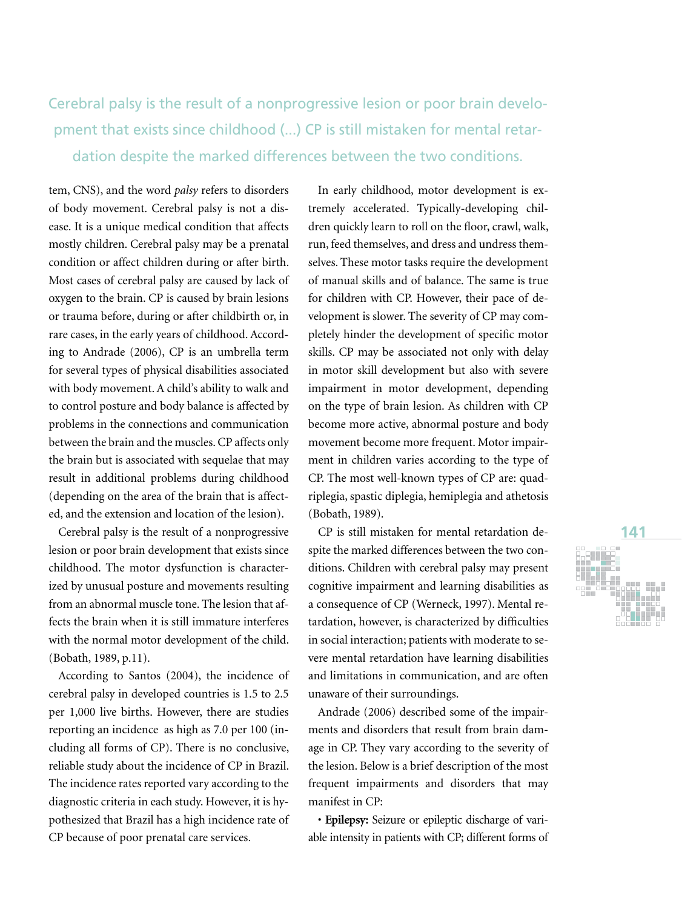> Cerebral palsy is the result of a nonprogressive lesion or poor brain development that exists since childhood (...) CP is still mistaken for mental retardation despite the marked differences between the two conditions.

tem, CNS), and the word *palsy* refers to disorders of body movement. Cerebral palsy is not a disease. It is a unique medical condition that affects mostly children. Cerebral palsy may be a prenatal condition or affect children during or after birth. Most cases of cerebral palsy are caused by lack of oxygen to the brain. CP is caused by brain lesions or trauma before, during or after childbirth or, in rare cases, in the early years of childhood. According to Andrade (2006), CP is an umbrella term for several types of physical disabilities associated with body movement. A child's ability to walk and to control posture and body balance is affected by problems in the connections and communication between the brain and the muscles. CP affects only the brain but is associated with sequelae that may result in additional problems during childhood (depending on the area of the brain that is affected, and the extension and location of the lesion).

Cerebral palsy is the result of a nonprogressive lesion or poor brain development that exists since childhood. The motor dysfunction is characterized by unusual posture and movements resulting from an abnormal muscle tone. The lesion that affects the brain when it is still immature interferes with the normal motor development of the child. (Bobath, 1989, p.11).

According to Santos (2004), the incidence of cerebral palsy in developed countries is 1.5 to 2.5 per 1,000 live births. However, there are studies reporting an incidence as high as 7.0 per 100 (including all forms of CP). There is no conclusive, reliable study about the incidence of CP in Brazil. The incidence rates reported vary according to the diagnostic criteria in each study. However, it is hypothesized that Brazil has a high incidence rate of CP because of poor prenatal care services.

In early childhood, motor development is extremely accelerated. Typically-developing children quickly learn to roll on the floor, crawl, walk, run, feed themselves, and dress and undress themselves. These motor tasks require the development of manual skills and of balance. The same is true for children with CP. However, their pace of development is slower. The severity of CP may completely hinder the development of specific motor skills. CP may be associated not only with delay in motor skill development but also with severe impairment in motor development, depending on the type of brain lesion. As children with CP become more active, abnormal posture and body movement become more frequent. Motor impairment in children varies according to the type of CP. The most well-known types of CP are: quadriplegia, spastic diplegia, hemiplegia and athetosis (Bobath, 1989).

CP is still mistaken for mental retardation despite the marked differences between the two conditions. Children with cerebral palsy may present cognitive impairment and learning disabilities as a consequence of CP (Werneck, 1997). Mental retardation, however, is characterized by difficulties in social interaction; patients with moderate to severe mental retardation have learning disabilities and limitations in communication, and are often unaware of their surroundings.

Andrade (2006) described some of the impairments and disorders that result from brain damage in CP. They vary according to the severity of the lesion. Below is a brief description of the most frequent impairments and disorders that may manifest in CP:

- **Epilepsy:** Seizure or epileptic discharge of variable intensity in patients with CP; different forms of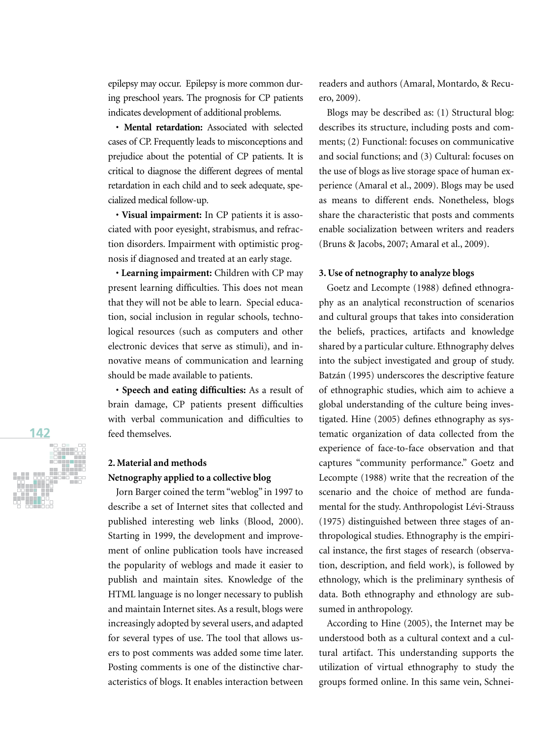epilepsy may occur. Epilepsy is more common during preschool years. The prognosis for CP patients indicates development of additional problems.

- **Mental retardation:** Associated with selected cases of CP. Frequently leads to misconceptions and prejudice about the potential of CP patients. It is critical to diagnose the different degrees of mental retardation in each child and to seek adequate, specialized medical follow-up.

- **Visual impairment:** In CP patients it is associated with poor eyesight, strabismus, and refraction disorders. Impairment with optimistic prognosis if diagnosed and treated at an early stage.

- **Learning impairment:** Children with CP may present learning difficulties. This does not mean that they will not be able to learn. Special education, social inclusion in regular schools, technological resources (such as computers and other electronic devices that serve as stimuli), and innovative means of communication and learning should be made available to patients.

- **Speech and eating difficulties:** As a result of brain damage, CP patients present difficulties with verbal communication and difficulties to feed themselves.

## 2. Material and methods

### Netnography applied to a collective blog

Jorn Barger coined the term "weblog" in 1997 to describe a set of Internet sites that collected and published interesting web links (Blood, 2000). Starting in 1999, the development and improvement of online publication tools have increased the popularity of weblogs and made it easier to publish and maintain sites. Knowledge of the HTML language is no longer necessary to publish and maintain Internet sites. As a result, blogs were increasingly adopted by several users, and adapted for several types of use. The tool that allows users to post comments was added some time later. Posting comments is one of the distinctive characteristics of blogs. It enables interaction between readers and authors (Amaral, Montardo, & Recuero, 2009).

Blogs may be described as: (1) Structural blog: describes its structure, including posts and comments; (2) Functional: focuses on communicative and social functions; and (3) Cultural: focuses on the use of blogs as live storage space of human experience (Amaral et al., 2009). Blogs may be used as means to different ends. Nonetheless, blogs share the characteristic that posts and comments enable socialization between writers and readers (Bruns & Jacobs, 2007; Amaral et al., 2009).

## 3. Use of netnography to analyze blogs

Goetz and Lecompte (1988) defined ethnography as an analytical reconstruction of scenarios and cultural groups that takes into consideration the beliefs, practices, artifacts and knowledge shared by a particular culture. Ethnography delves into the subject investigated and group of study. Batzán (1995) underscores the descriptive feature of ethnographic studies, which aim to achieve a global understanding of the culture being investigated. Hine (2005) defines ethnography as systematic organization of data collected from the experience of face-to-face observation and that captures "community performance." Goetz and Lecompte (1988) write that the recreation of the scenario and the choice of method are fundamental for the study. Anthropologist Lévi-Strauss (1975) distinguished between three stages of anthropological studies. Ethnography is the empirical instance, the first stages of research (observation, description, and field work), is followed by ethnology, which is the preliminary synthesis of data. Both ethnography and ethnology are subsumed in anthropology.

According to Hine (2005), the Internet may be understood both as a cultural context and a cultural artifact. This understanding supports the utilization of virtual ethnography to study the groups formed online. In this same vein, Schnei-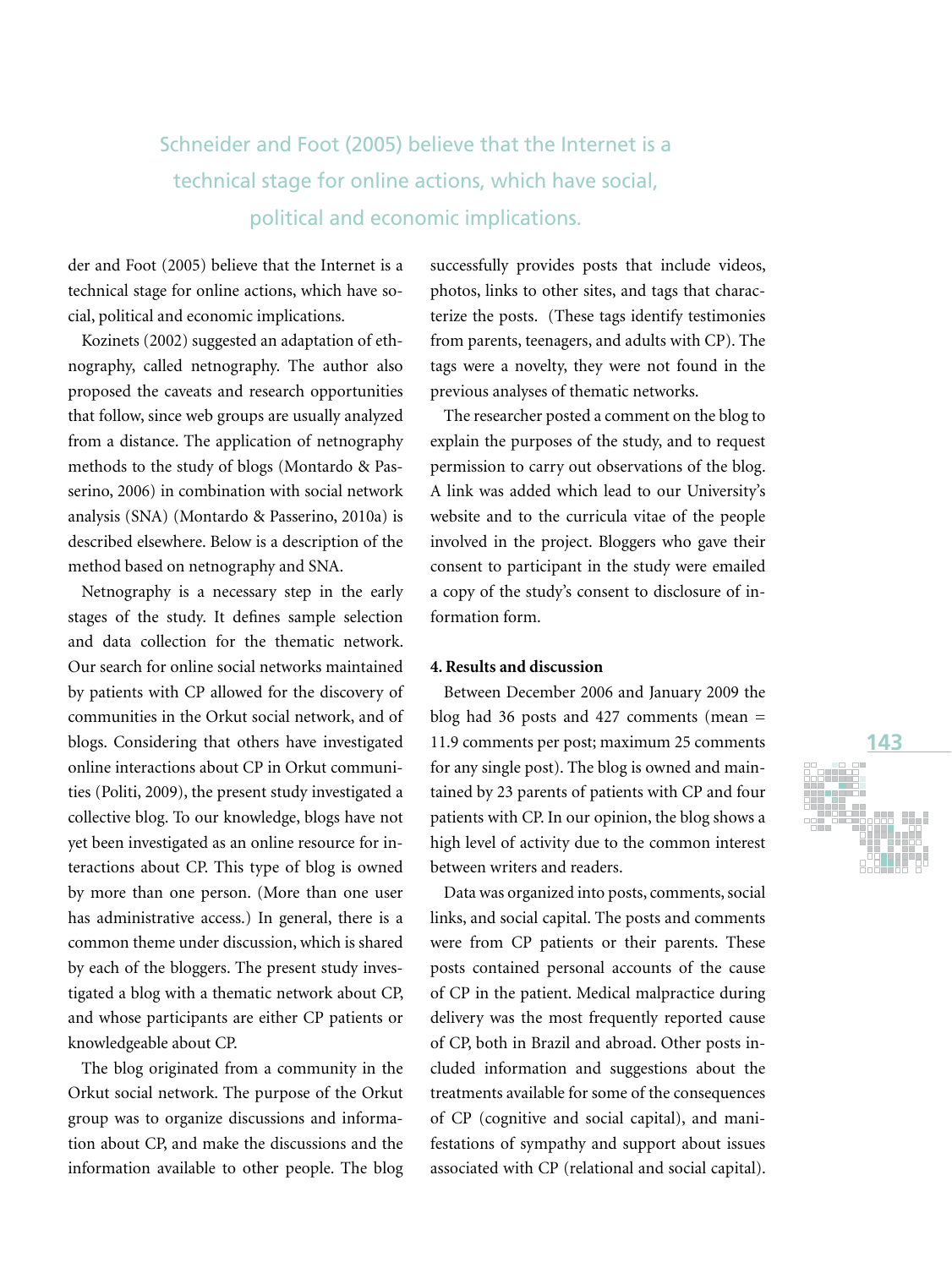> Schneider and Foot (2005) believe that the Internet is a technical stage for online actions, which have social, political and economic implications.

der and Foot (2005) believe that the Internet is a technical stage for online actions, which have social, political and economic implications.

Kozinets (2002) suggested an adaptation of ethnography, called netnography. The author also proposed the caveats and research opportunities that follow, since web groups are usually analyzed from a distance. The application of netnography methods to the study of blogs (Montardo & Passerino, 2006) in combination with social network analysis (SNA) (Montardo & Passerino, 2010a) is described elsewhere. Below is a description of the method based on netnography and SNA.

Netnography is a necessary step in the early stages of the study. It defines sample selection and data collection for the thematic network. Our search for online social networks maintained by patients with CP allowed for the discovery of communities in the Orkut social network, and of blogs. Considering that others have investigated online interactions about CP in Orkut communities (Politi, 2009), the present study investigated a collective blog. To our knowledge, blogs have not yet been investigated as an online resource for interactions about CP. This type of blog is owned by more than one person. (More than one user has administrative access.) In general, there is a common theme under discussion, which is shared by each of the bloggers. The present study investigated a blog with a thematic network about CP, and whose participants are either CP patients or knowledgeable about CP.

The blog originated from a community in the Orkut social network. The purpose of the Orkut group was to organize discussions and information about CP, and make the discussions and the information available to other people. The blog successfully provides posts that include videos, photos, links to other sites, and tags that characterize the posts. (These tags identify testimonies from parents, teenagers, and adults with CP). The tags were a novelty, they were not found in the previous analyses of thematic networks.

The researcher posted a comment on the blog to explain the purposes of the study, and to request permission to carry out observations of the blog. A link was added which lead to our University's website and to the curricula vitae of the people involved in the project. Bloggers who gave their consent to participant in the study were emailed a copy of the study's consent to disclosure of information form.

**4. Results and discussion**

Between December 2006 and January 2009 the blog had 36 posts and 427 comments (mean = 11.9 comments per post; maximum 25 comments for any single post). The blog is owned and maintained by 23 parents of patients with CP and four patients with CP. In our opinion, the blog shows a high level of activity due to the common interest between writers and readers.

Data was organized into posts, comments, social links, and social capital. The posts and comments were from CP patients or their parents. These posts contained personal accounts of the cause of CP in the patient. Medical malpractice during delivery was the most frequently reported cause of CP, both in Brazil and abroad. Other posts included information and suggestions about the treatments available for some of the consequences of CP (cognitive and social capital), and manifestations of sympathy and support about issues associated with CP (relational and social capital).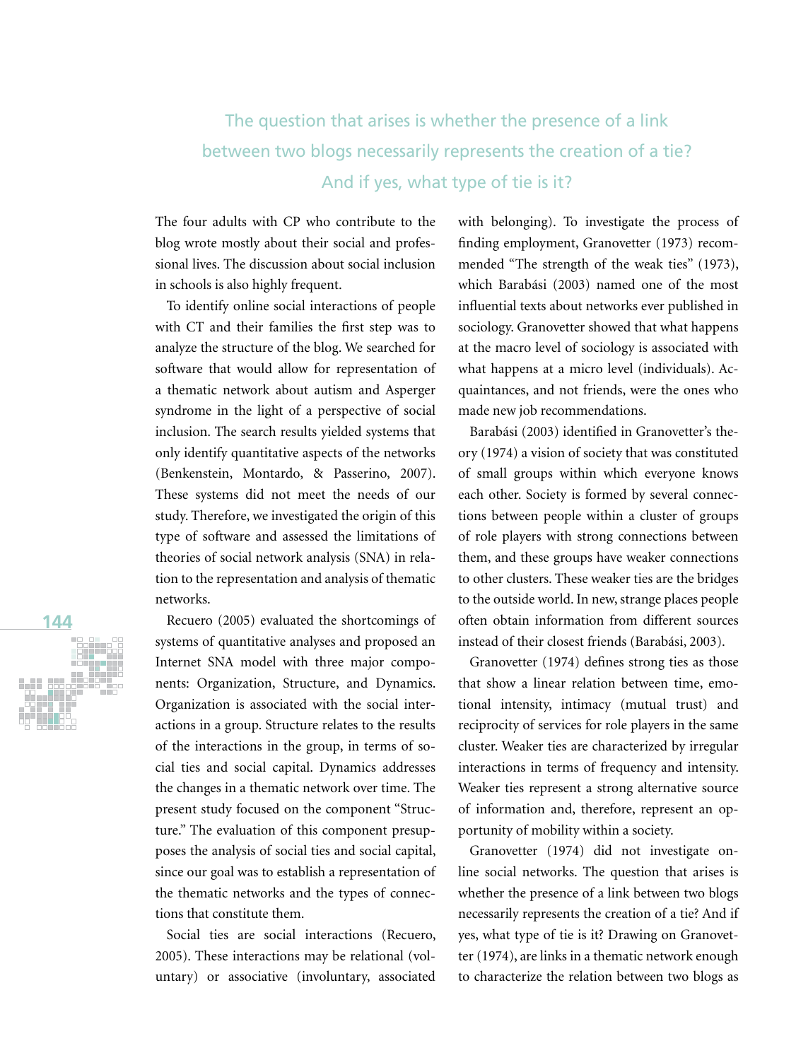> The question that arises is whether the presence of a link between two blogs necessarily represents the creation of a tie? And if yes, what type of tie is it?

The four adults with CP who contribute to the blog wrote mostly about their social and professional lives. The discussion about social inclusion in schools is also highly frequent.

To identify online social interactions of people with CT and their families the first step was to analyze the structure of the blog. We searched for software that would allow for representation of a thematic network about autism and Asperger syndrome in the light of a perspective of social inclusion. The search results yielded systems that only identify quantitative aspects of the networks (Benkenstein, Montardo, & Passerino, 2007). These systems did not meet the needs of our study. Therefore, we investigated the origin of this type of software and assessed the limitations of theories of social network analysis (SNA) in relation to the representation and analysis of thematic networks.

Recuero (2005) evaluated the shortcomings of systems of quantitative analyses and proposed an Internet SNA model with three major components: Organization, Structure, and Dynamics. Organization is associated with the social interactions in a group. Structure relates to the results of the interactions in the group, in terms of social ties and social capital. Dynamics addresses the changes in a thematic network over time. The present study focused on the component "Structure." The evaluation of this component presupposes the analysis of social ties and social capital, since our goal was to establish a representation of the thematic networks and the types of connections that constitute them.

Social ties are social interactions (Recuero, 2005). These interactions may be relational (voluntary) or associative (involuntary, associated with belonging). To investigate the process of finding employment, Granovetter (1973) recommended "The strength of the weak ties" (1973), which Barabási (2003) named one of the most influential texts about networks ever published in sociology. Granovetter showed that what happens at the macro level of sociology is associated with what happens at a micro level (individuals). Acquaintances, and not friends, were the ones who made new job recommendations.

Barabási (2003) identified in Granovetter's theory (1974) a vision of society that was constituted of small groups within which everyone knows each other. Society is formed by several connections between people within a cluster of groups of role players with strong connections between them, and these groups have weaker connections to other clusters. These weaker ties are the bridges to the outside world. In new, strange places people often obtain information from different sources instead of their closest friends (Barabási, 2003).

Granovetter (1974) defines strong ties as those that show a linear relation between time, emotional intensity, intimacy (mutual trust) and reciprocity of services for role players in the same cluster. Weaker ties are characterized by irregular interactions in terms of frequency and intensity. Weaker ties represent a strong alternative source of information and, therefore, represent an opportunity of mobility within a society.

Granovetter (1974) did not investigate online social networks. The question that arises is whether the presence of a link between two blogs necessarily represents the creation of a tie? And if yes, what type of tie is it? Drawing on Granovetter (1974), are links in a thematic network enough to characterize the relation between two blogs as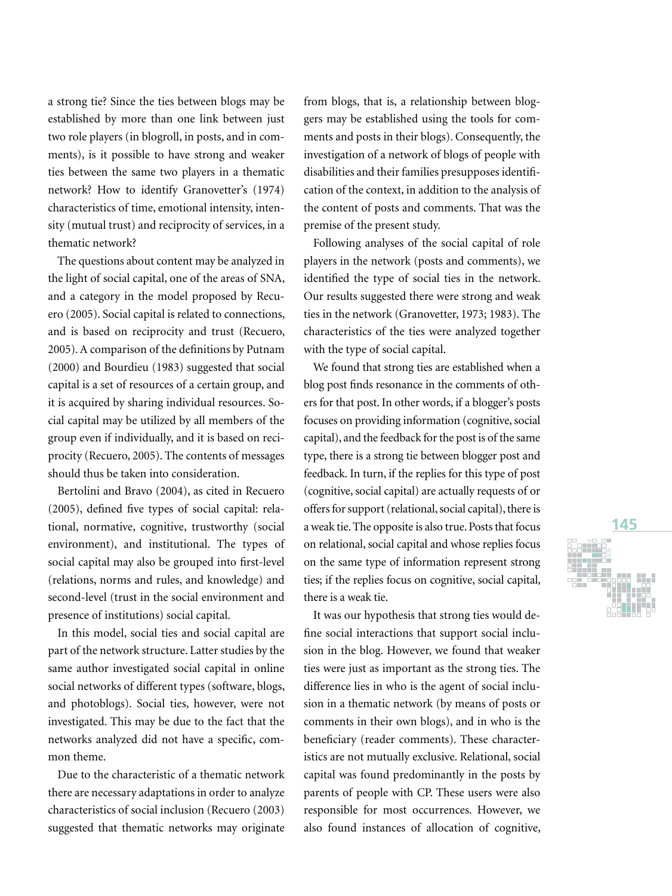a strong tie? Since the ties between blogs may be established by more than one link between just two role players (in blogroll, in posts, and in comments), is it possible to have strong and weaker ties between the same two players in a thematic network? How to identify Granovetter's (1974) characteristics of time, emotional intensity, intensity (mutual trust) and reciprocity of services, in a thematic network?

The questions about content may be analyzed in the light of social capital, one of the areas of SNA, and a category in the model proposed by Recuero (2005). Social capital is related to connections, and is based on reciprocity and trust (Recuero, 2005). A comparison of the definitions by Putnam (2000) and Bourdieu (1983) suggested that social capital is a set of resources of a certain group, and it is acquired by sharing individual resources. Social capital may be utilized by all members of the group even if individually, and it is based on reciprocity (Recuero, 2005). The contents of messages should thus be taken into consideration.

Bertolini and Bravo (2004), as cited in Recuero (2005), defined five types of social capital: relational, normative, cognitive, trustworthy (social environment), and institutional. The types of social capital may also be grouped into first-level (relations, norms and rules, and knowledge) and second-level (trust in the social environment and presence of institutions) social capital.

In this model, social ties and social capital are part of the network structure. Latter studies by the same author investigated social capital in online social networks of different types (software, blogs, and photoblogs). Social ties, however, were not investigated. This may be due to the fact that the networks analyzed did not have a specific, common theme.

Due to the characteristic of a thematic network there are necessary adaptations in order to analyze characteristics of social inclusion (Recuero (2003) suggested that thematic networks may originate from blogs, that is, a relationship between bloggers may be established using the tools for comments and posts in their blogs). Consequently, the investigation of a network of blogs of people with disabilities and their families presupposes identification of the context, in addition to the analysis of the content of posts and comments. That was the premise of the present study.

Following analyses of the social capital of role players in the network (posts and comments), we identified the type of social ties in the network. Our results suggested there were strong and weak ties in the network (Granovetter, 1973; 1983). The characteristics of the ties were analyzed together with the type of social capital.

We found that strong ties are established when a blog post finds resonance in the comments of others for that post. In other words, if a blogger's posts focuses on providing information (cognitive, social capital), and the feedback for the post is of the same type, there is a strong tie between blogger post and feedback. In turn, if the replies for this type of post (cognitive, social capital) are actually requests of or offers for support (relational, social capital), there is a weak tie. The opposite is also true. Posts that focus on relational, social capital and whose replies focus on the same type of information represent strong ties; if the replies focus on cognitive, social capital, there is a weak tie.

It was our hypothesis that strong ties would define social interactions that support social inclusion in the blog. However, we found that weaker ties were just as important as the strong ties. The difference lies in who is the agent of social inclusion in a thematic network (by means of posts or comments in their own blogs), and in who is the beneficiary (reader comments). These characteristics are not mutually exclusive. Relational, social capital was found predominantly in the posts by parents of people with CP. These users were also responsible for most occurrences. However, we also found instances of allocation of cognitive,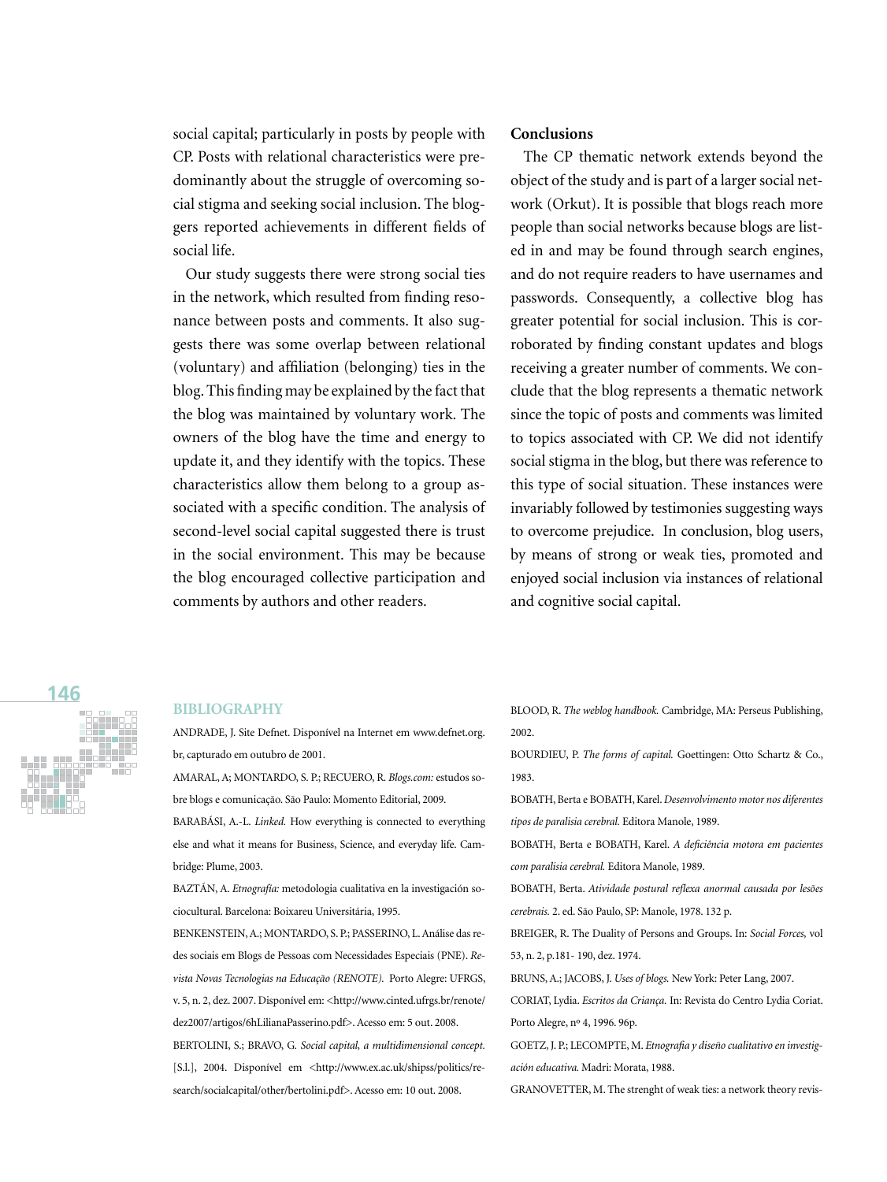social capital; particularly in posts by people with CP. Posts with relational characteristics were predominantly about the struggle of overcoming social stigma and seeking social inclusion. The bloggers reported achievements in different fields of social life.

Our study suggests there were strong social ties in the network, which resulted from finding resonance between posts and comments. It also suggests there was some overlap between relational (voluntary) and affiliation (belonging) ties in the blog. This finding may be explained by the fact that the blog was maintained by voluntary work. The owners of the blog have the time and energy to update it, and they identify with the topics. These characteristics allow them belong to a group associated with a specific condition. The analysis of second-level social capital suggested there is trust in the social environment. This may be because the blog encouraged collective participation and comments by authors and other readers.

## Conclusions

The CP thematic network extends beyond the object of the study and is part of a larger social network (Orkut). It is possible that blogs reach more people than social networks because blogs are listed in and may be found through search engines, and do not require readers to have usernames and passwords. Consequently, a collective blog has greater potential for social inclusion. This is corroborated by finding constant updates and blogs receiving a greater number of comments. We conclude that the blog represents a thematic network since the topic of posts and comments was limited to topics associated with CP. We did not identify social stigma in the blog, but there was reference to this type of social situation. These instances were invariably followed by testimonies suggesting ways to overcome prejudice. In conclusion, blog users, by means of strong or weak ties, promoted and enjoyed social inclusion via instances of relational and cognitive social capital.

## BIBLIOGRAPHY

ANDRADE, J. Site Defnet. Disponível na Internet em www.defnet.org.br, capturado em outubro de 2001.

AMARAL, A; MONTARDO, S. P.; RECUERO, R. *Blogs.com:* estudos sobre blogs e comunicação. São Paulo: Momento Editorial, 2009.

BARABÁSI, A.-L. *Linked.* How everything is connected to everything else and what it means for Business, Science, and everyday life. Cambridge: Plume, 2003.

BAZTÁN, A. *Etnografía:* metodologia cualitativa en la investigación sociocultural. Barcelona: Boixareu Universitária, 1995.

BENKENSTEIN, A.; MONTARDO, S. P.; PASSERINO, L. Análise das redes sociais em Blogs de Pessoas com Necessidades Especiais (PNE). *Revista Novas Tecnologias na Educação (RENOTE).* Porto Alegre: UFRGS, v. 5, n. 2, dez. 2007. Disponível em: <http://www.cinted.ufrgs.br/renote/dez2007/artigos/6hLilianaPasserino.pdf>. Acesso em: 5 out. 2008.

BERTOLINI, S.; BRAVO, G. *Social capital, a multidimensional concept.* [S.l.], 2004. Disponível em <http://www.ex.ac.uk/shipss/politics/research/socialcapital/other/bertolini.pdf>. Acesso em: 10 out. 2008.

BLOOD, R. *The weblog handbook.* Cambridge, MA: Perseus Publishing, 2002.

BOURDIEU, P. *The forms of capital.* Goettingen: Otto Schartz & Co., 1983.

BOBATH, Berta e BOBATH, Karel. *Desenvolvimento motor nos diferentes tipos de paralisia cerebral.* Editora Manole, 1989.

BOBATH, Berta e BOBATH, Karel. *A deficiência motora em pacientes com paralisia cerebral.* Editora Manole, 1989.

BOBATH, Berta. *Atividade postural reflexa anormal causada por lesões cerebrais.* 2. ed. São Paulo, SP: Manole, 1978. 132 p.

BREIGER, R. The Duality of Persons and Groups. In: *Social Forces,* vol 53, n. 2, p.181- 190, dez. 1974.

BRUNS, A.; JACOBS, J. *Uses of blogs.* New York: Peter Lang, 2007.

CORIAT, Lydia. *Escritos da Criança.* In: Revista do Centro Lydia Coriat. Porto Alegre, nº 4, 1996. 96p.

GOETZ, J. P.; LECOMPTE, M. *Etnografía y diseño cualitativo en investigación educativa.* Madri: Morata, 1988.

GRANOVETTER, M. The strenght of weak ties: a network theory revis-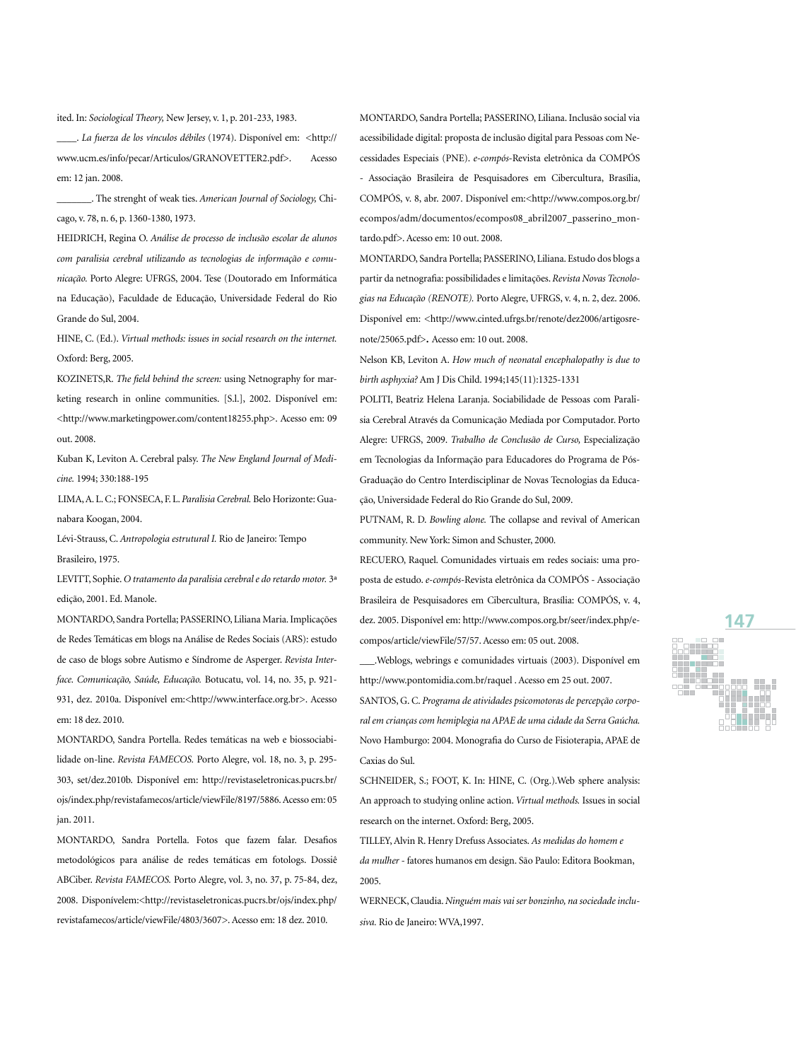ited. In: *Sociological Theory,* New Jersey, v. 1, p. 201-233, 1983.

____. *La fuerza de los vínculos débiles* (1974). Disponível em: <http://www.ucm.es/info/pecar/Articulos/GRANOVETTER2.pdf>. Acesso em: 12 jan. 2008.

_______. The strenght of weak ties. *American Journal of Sociology,* Chicago, v. 78, n. 6, p. 1360-1380, 1973.

HEIDRICH, Regina O. *Análise de processo de inclusão escolar de alunos com paralisia cerebral utilizando as tecnologias de informação e comunicação.* Porto Alegre: UFRGS, 2004. Tese (Doutorado em Informática na Educação), Faculdade de Educação, Universidade Federal do Rio Grande do Sul, 2004.

HINE, C. (Ed.). *Virtual methods: issues in social research on the internet.* Oxford: Berg, 2005.

KOZINETS,R. *The field behind the screen:* using Netnography for marketing research in online communities. [S.l.], 2002. Disponível em: <http://www.marketingpower.com/content18255.php>. Acesso em: 09 out. 2008.

Kuban K, Leviton A. Cerebral palsy. *The New England Journal of Medicine.* 1994; 330:188-195

LIMA, A. L. C.; FONSECA, F. L. *Paralisia Cerebral.* Belo Horizonte: Guanabara Koogan, 2004.

Lévi-Strauss, C. *Antropologia estrutural I.* Rio de Janeiro: Tempo Brasileiro, 1975.

LEVITT, Sophie. *O tratamento da paralisia cerebral e do retardo motor.* 3ª edição, 2001. Ed. Manole.

MONTARDO, Sandra Portella; PASSERINO, Liliana Maria. Implicações de Redes Temáticas em blogs na Análise de Redes Sociais (ARS): estudo de caso de blogs sobre Autismo e Síndrome de Asperger. *Revista Interface. Comunicação, Saúde, Educação.* Botucatu, vol. 14, no. 35, p. 921-931, dez. 2010a. Disponível em:<http://www.interface.org.br>. Acesso em: 18 dez. 2010.

MONTARDO, Sandra Portella. Redes temáticas na web e biossociabilidade on-line. *Revista FAMECOS.* Porto Alegre, vol. 18, no. 3, p. 295-303, set/dez.2010b. Disponível em: http://revistaseletronicas.pucrs.br/ojs/index.php/revistafamecos/article/viewFile/8197/5886. Acesso em: 05 jan. 2011.

MONTARDO, Sandra Portella. Fotos que fazem falar. Desafios metodológicos para análise de redes temáticas em fotologs. Dossiê ABCiber. *Revista FAMECOS.* Porto Alegre, vol. 3, no. 37, p. 75-84, dez, 2008. Disponívelem:<http://revistaseletronicas.pucrs.br/ojs/index.php/revistafamecos/article/viewFile/4803/3607>. Acesso em: 18 dez. 2010.

MONTARDO, Sandra Portella; PASSERINO, Liliana. Inclusão social via acessibilidade digital: proposta de inclusão digital para Pessoas com Necessidades Especiais (PNE). *e-compós*-Revista eletrônica da COMPÓS - Associação Brasileira de Pesquisadores em Cibercultura, Brasília, COMPÓS, v. 8, abr. 2007. Disponível em:<http://www.compos.org.br/ecompos/adm/documentos/ecompos08_abril2007_passerino_montardo.pdf>. Acesso em: 10 out. 2008.

MONTARDO, Sandra Portella; PASSERINO, Liliana. Estudo dos blogs a partir da netnografia: possibilidades e limitações. *Revista Novas Tecnologias na Educação (RENOTE).* Porto Alegre, UFRGS, v. 4, n. 2, dez. 2006. Disponível em: <http://www.cinted.ufrgs.br/renote/dez2006/artigosrenote/25065.pdf>**.** Acesso em: 10 out. 2008.

Nelson KB, Leviton A. *How much of neonatal encephalopathy is due to birth asphyxia?* Am J Dis Child. 1994;145(11):1325-1331

POLITI, Beatriz Helena Laranja. Sociabilidade de Pessoas com Paralisia Cerebral Através da Comunicação Mediada por Computador. Porto Alegre: UFRGS, 2009. *Trabalho de Conclusão de Curso,* Especialização em Tecnologias da Informação para Educadores do Programa de Pós-Graduação do Centro Interdisciplinar de Novas Tecnologias da Educação, Universidade Federal do Rio Grande do Sul, 2009.

PUTNAM, R. D. *Bowling alone.* The collapse and revival of American community. New York: Simon and Schuster, 2000.

RECUERO, Raquel. Comunidades virtuais em redes sociais: uma proposta de estudo. *e-compós*-Revista eletrônica da COMPÓS - Associação Brasileira de Pesquisadores em Cibercultura, Brasília: COMPÓS, v. 4, dez. 2005. Disponível em: http://www.compos.org.br/seer/index.php/e-compos/article/viewFile/57/57. Acesso em: 05 out. 2008.

___.Weblogs, webrings e comunidades virtuais (2003). Disponível em http://www.pontomidia.com.br/raquel . Acesso em 25 out. 2007.

SANTOS, G. C. *Programa de atividades psicomotoras de percepção corporal em crianças com hemiplegia na APAE de uma cidade da Serra Gaúcha.* Novo Hamburgo: 2004. Monografia do Curso de Fisioterapia, APAE de Caxias do Sul.

SCHNEIDER, S.; FOOT, K. In: HINE, C. (Org.).Web sphere analysis: An approach to studying online action. *Virtual methods.* Issues in social research on the internet. Oxford: Berg, 2005.

TILLEY, Alvin R. Henry Drefuss Associates. *As medidas do homem e da mulher* - fatores humanos em design. São Paulo: Editora Bookman, 2005.

WERNECK, Claudia. *Ninguém mais vai ser bonzinho, na sociedade inclusiva.* Rio de Janeiro: WVA,1997.